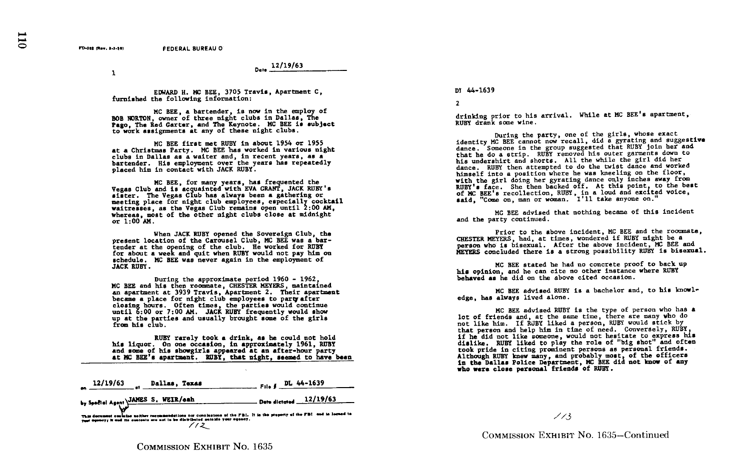FD-302 (Rev. 3-3-59)

FEDERAL BUREAU O

1

Date 12/19/63

EDWARD H. MC BEE, 3705 Travis, Apartment C, furnished the following information:

MC BEE, a bartender, is now in the employ of BOB NORTON, owner of three night clubs in Dallas, The Pago, The Red Garter, and The Keynote. MC BEE is subject to work assignments at any of these night clubs.

MC BEE first met RUBY in about 1954 or 1955 at a Christmas Party. MC BEE has worked in various night clubs in Dallas as a waiter and, in recent years, as a bartender. His employment over the years has repeatedly placed him in contact with JACK RUBY.

MC BEE, for many years, has frequented the Vegas Club and is acquainted with EVA GRANT, JACK RUBY's sister. The Vegas Club has always been a gathering or meeting place for night club employees, especially cocktail waitresses, as the Vegas Club remains open until 2:00 AM, whereas, most of the other night clubs close at midnight or 1:00 AM.

When JACK RUBY opened the Sovereign Club, the present location of the Carousel Club, MC BEE was a bartender at the opening of the club. He worked for RUBY for about a week and quit when RUBY would not pay him on schedule. MC BEE was never again in the employment of JACK RUBY.

During the approximate period 1960 - 1962, MC BEE and his then roommate, CHESTER MEYERS, maintained an apartment at 3939 Travis, Apartment 2. Their apartment became a place for night club employees to party after closing hours. Often times, the parties would continue until 6:00 or 7:00 AM. JACK RUBY frequently would show up at the parties and usually brought some of the girls from his club.

RUBY rarely took a drink, as he could not hold his liquor. On one occasion, in approximately 1961, RUBY and some of his showgirls appeared at an after-hour party at MC BEE's apartment. RUBY, that night, seemed to have been

on 12/19/63 at Dallas, Texas File # DL 44-1639

by Special Agent JAMES S. WEIR/eah Date dictated 12/19/63

This document contains neither recommendations nor conclusions of the FBI. It is the property of the FBI and is loaned to your agency; it and its contents are not to be distributed outside your agency.

112

COMMISSION EXHIBIT No. 1635

DL 44-1639

2

drinking prior to his arrival. While at MC BEE's apartment, RUBY drank some wine.

During the party, one of the girls, whose exact identity MC BEE cannot now recall, did a gyrating and suggestive dance. Someone in the group suggested that RUBY join her and that he do a strip. RUBY removed his outer garments down to his undershirt and shorts. All the while the girl did her dance. RUBY then attempted to do the twist dance and worked himself into a position where he was kneeling on the floor, with the girl doing her gyrating dance only inches away from RUBY's face. She then backed off. At this point, to the best of MC BEE's recollection, RUBY, in a loud and excited voice, said, "Come on, man or woman. I'll take anyone on."

MC BEE advised that nothing became of this incident and the party continued.

Prior to the above incident, MC BEE and the roommate, CHESTER MEYERS, had, at times, wondered if RUBY might be a person who is bisexual. After the above incident, MC BEE and MEYERS concluded there is a strong possibility RUBY is bisexual.

MC BEE stated he had no concrete proof to back up his opinion, and he can cite no other instance where RUBY behaved as he did on the above cited occasion.

MC BEE advised RUBY is a bachelor and, to his knowledge, has always lived alone.

MC BEE advised RUBY is the type of person who has a lot of friends and, at the same time, there are many who do not like him. If RUBY liked a person, RUBY would stick by that person and help him in time of need. Conversely, RUBY, if he did not like someone, would not hesitate to express his dislike. RUBY liked to play the role of "big shot" and often took pride in citing prominent persons as personal friends. Although RUBY knew many, and probably most, of the officers in the Dallas Police Department, MC BEE did not know of any who were close personal friends of RUBY.

113

COMMISSION EXHIBIT No. 1635—Continued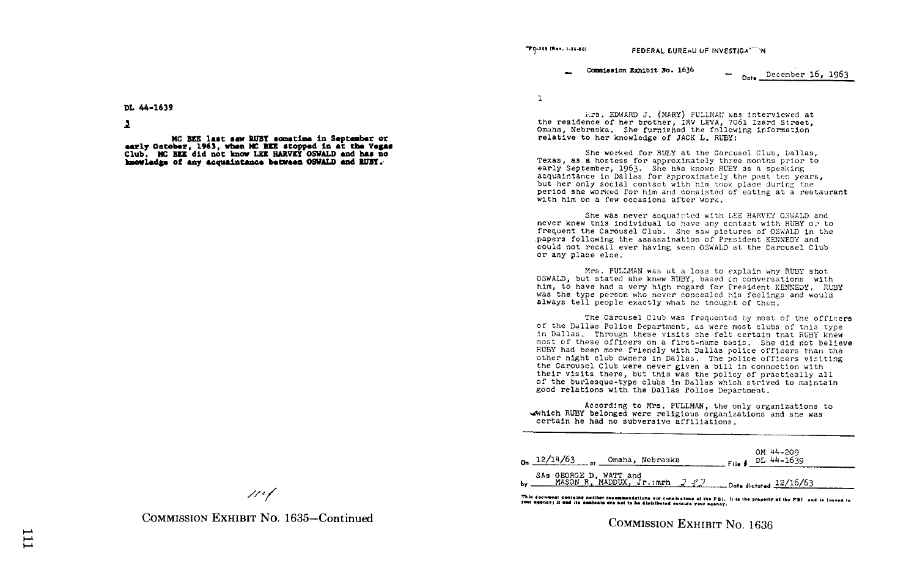DL 44-1639

2

MC BEE last saw RUBY sometime in September or early October, 1963, when MC BEE stopped in at the Vegas Club. MC BEE did not know LEE HARVEY OSWALD and has no knowledge of any acquaintance between OSWALD and RUBY.

COMMISSION EXHIBIT No. 1635—Continued

FD-302 (Rev. 1-25-60) FEDERAL BUREAU OF INVESTIGATION

Commission Exhibit No. 1636

Date December 16, 1963

1

Mrs. EDWARD J. (MARY) PULLMAN was interviewed at the residence of her brother, IRV LEVA, 7061 Izard Street, Omaha, Nebraska. She furnished the following information relative to her knowledge of JACK L. RUBY:

She worked for RUBY at the Carousel Club, Dallas, Texas, as a hostess for approximately three months prior to early September, 1963. She has known RUBY as a speaking acquaintance in Dallas for approximately the past ten years, but her only social contact with him took place during the period she worked for him and consisted of eating at a restaurant with him on a few occasions after work.

She was never acquainted with LEE HARVEY OSWALD and never knew this individual to have any contact with RUBY or to frequent the Carousel Club. She saw pictures of OSWALD in the papers following the assassination of President KENNEDY and could not recall ever having seen OSWALD at the Carousel Club or any place else.

Mrs. PULLMAN was at a loss to explain why RUBY shot OSWALD, but stated she knew RUBY, based on conversations with him, to have had a very high regard for President KENNEDY. RUBY was the type person who never concealed his feelings and would always tell people exactly what he thought of them.

The Carousel Club was frequented by most of the officers of the Dallas Police Department, as were most clubs of this type in Dallas. Through these visits she felt certain that RUBY knew most of these officers on a first-name basis. She did not believe RUBY had been more friendly with Dallas police officers than the other night club owners in Dallas. The police officers visiting the Carousel Club were never given a bill in connection with their visits there, but this was the policy of practically all of the burlesque-type clubs in Dallas which strived to maintain good relations with the Dallas Police Department.

According to Mrs. PULLMAN, the only organizations to which RUBY belonged were religious organizations and she was certain he had no subversive affiliations.

On 12/14/63 at Omaha, Nebraska File # OM 44-209 DL 44-1639

by SAs GEORGE D. WATT and MASON R. MADDUX, Jr.:mrh Date dictated 12/16/63

This document contains neither recommendations nor conclusions of the FBI. It is the property of the FBI and is loaned to your agency; it and its contents are not to be distributed outside your agency.

COMMISSION EXHIBIT No. 1636